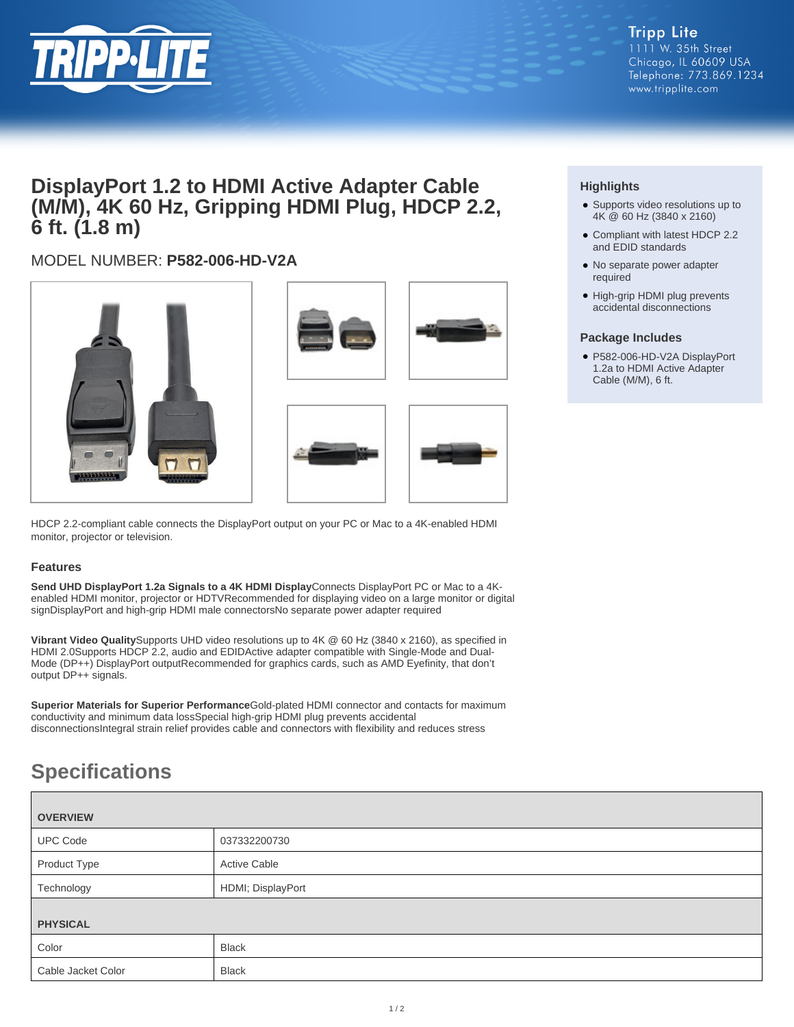Tripp Lite
1111 W. 35th Street
Chicago, IL 60609 USA
Telephone: 773.869.1234
www.tripplite.com

# DisplayPort 1.2 to HDMI Active Adapter Cable (M/M), 4K 60 Hz, Gripping HDMI Plug, HDCP 2.2, 6 ft. (1.8 m)

MODEL NUMBER: **P582-006-HD-V2A**

### Highlights

- Supports video resolutions up to 4K @ 60 Hz (3840 x 2160)
- Compliant with latest HDCP 2.2 and EDID standards
- No separate power adapter required
- High-grip HDMI plug prevents accidental disconnections

### Package Includes

- P582-006-HD-V2A DisplayPort 1.2a to HDMI Active Adapter Cable (M/M), 6 ft.

HDCP 2.2-compliant cable connects the DisplayPort output on your PC or Mac to a 4K-enabled HDMI monitor, projector or television.

### Features

**Send UHD DisplayPort 1.2a Signals to a 4K HDMI Display**Connects DisplayPort PC or Mac to a 4K-enabled HDMI monitor, projector or HDTVRecommended for displaying video on a large monitor or digital signDisplayPort and high-grip HDMI male connectorsNo separate power adapter required

**Vibrant Video Quality**Supports UHD video resolutions up to 4K @ 60 Hz (3840 x 2160), as specified in HDMI 2.0Supports HDCP 2.2, audio and EDIDActive adapter compatible with Single-Mode and Dual-Mode (DP++) DisplayPort outputRecommended for graphics cards, such as AMD Eyefinity, that don't output DP++ signals.

**Superior Materials for Superior Performance**Gold-plated HDMI connector and contacts for maximum conductivity and minimum data lossSpecial high-grip HDMI plug prevents accidental disconnectionsIntegral strain relief provides cable and connectors with flexibility and reduces stress

## Specifications

| OVERVIEW | |
|---|---|
| UPC Code | 037332200730 |
| Product Type | Active Cable |
| Technology | HDMI; DisplayPort |
| **PHYSICAL** | |
| Color | Black |
| Cable Jacket Color | Black |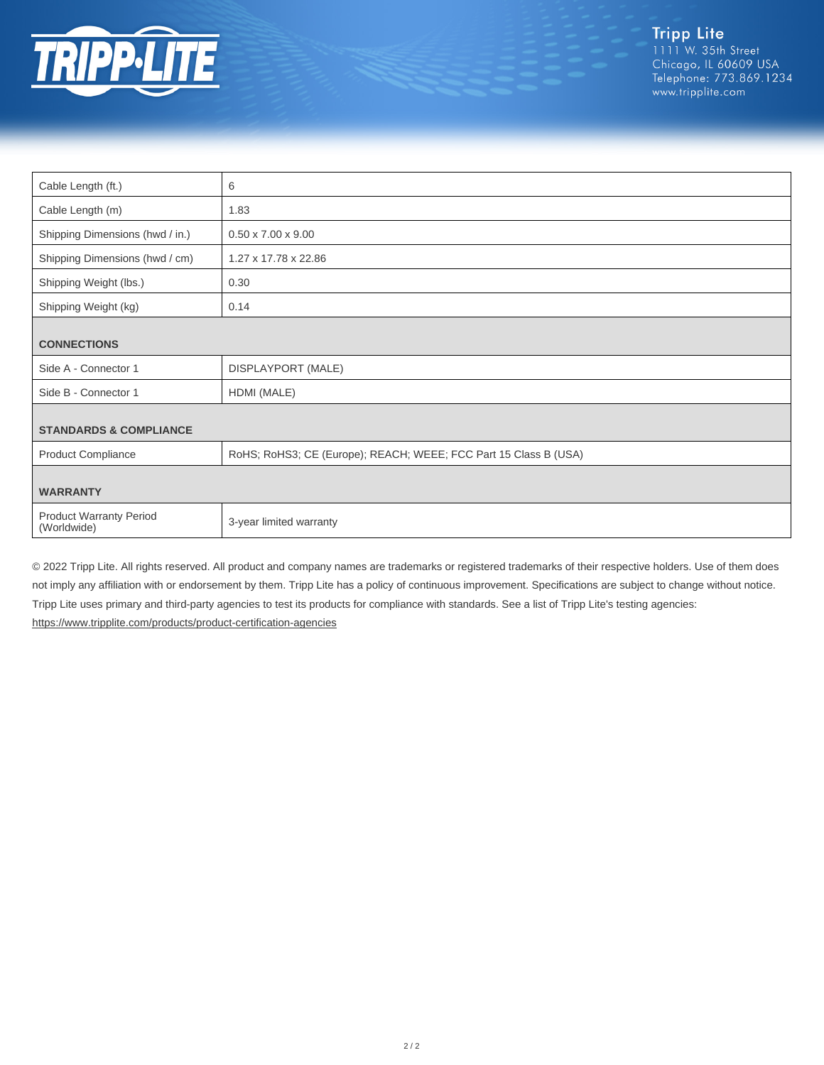| | |
|---|---|
| Cable Length (ft.) | 6 |
| Cable Length (m) | 1.83 |
| Shipping Dimensions (hwd / in.) | 0.50 x 7.00 x 9.00 |
| Shipping Dimensions (hwd / cm) | 1.27 x 17.78 x 22.86 |
| Shipping Weight (lbs.) | 0.30 |
| Shipping Weight (kg) | 0.14 |
| **CONNECTIONS** | |
| Side A - Connector 1 | DISPLAYPORT (MALE) |
| Side B - Connector 1 | HDMI (MALE) |
| **STANDARDS & COMPLIANCE** | |
| Product Compliance | RoHS; RoHS3; CE (Europe); REACH; WEEE; FCC Part 15 Class B (USA) |
| **WARRANTY** | |
| Product Warranty Period (Worldwide) | 3-year limited warranty |

© 2022 Tripp Lite. All rights reserved. All product and company names are trademarks or registered trademarks of their respective holders. Use of them does not imply any affiliation with or endorsement by them. Tripp Lite has a policy of continuous improvement. Specifications are subject to change without notice. Tripp Lite uses primary and third-party agencies to test its products for compliance with standards. See a list of Tripp Lite's testing agencies: https://www.tripplite.com/products/product-certification-agencies